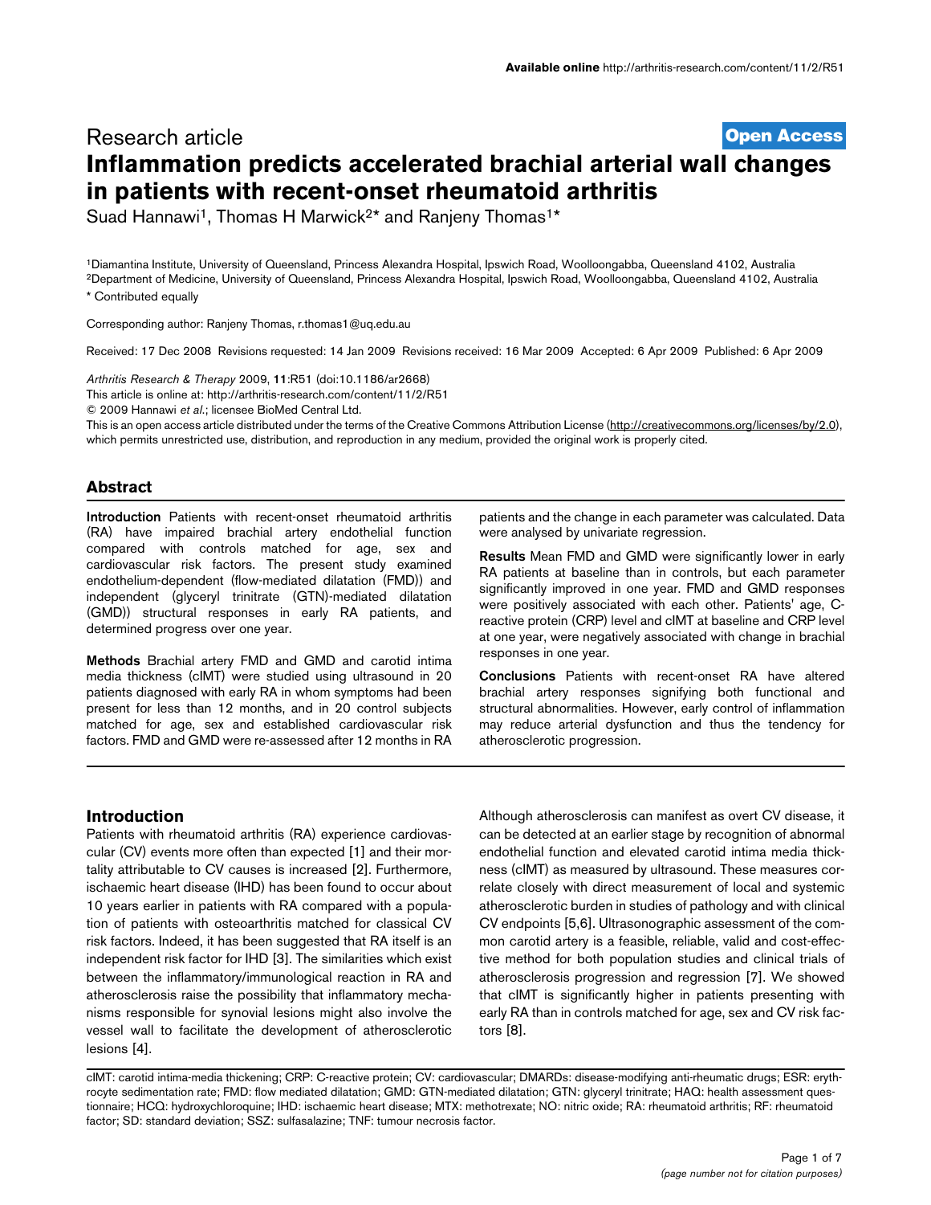Research article

**Open Access**

# Inflammation predicts accelerated brachial arterial wall changes in patients with recent-onset rheumatoid arthritis

Suad Hannawi[1], Thomas H Marwick[2]* and Ranjeny Thomas[1]*

[1]Diamantina Institute, University of Queensland, Princess Alexandra Hospital, Ipswich Road, Woolloongabba, Queensland 4102, Australia
[2]Department of Medicine, University of Queensland, Princess Alexandra Hospital, Ipswich Road, Woolloongabba, Queensland 4102, Australia

* Contributed equally

Corresponding author: Ranjeny Thomas, r.thomas1@uq.edu.au

Received: 17 Dec 2008 Revisions requested: 14 Jan 2009 Revisions received: 16 Mar 2009 Accepted: 6 Apr 2009 Published: 6 Apr 2009

*Arthritis Research & Therapy* 2009, **11**:R51 (doi:10.1186/ar2668)
This article is online at: http://arthritis-research.com/content/11/2/R51
© 2009 Hannawi *et al*.; licensee BioMed Central Ltd.
This is an open access article distributed under the terms of the Creative Commons Attribution License (http://creativecommons.org/licenses/by/2.0), which permits unrestricted use, distribution, and reproduction in any medium, provided the original work is properly cited.

## Abstract

**Introduction** Patients with recent-onset rheumatoid arthritis (RA) have impaired brachial artery endothelial function compared with controls matched for age, sex and cardiovascular risk factors. The present study examined endothelium-dependent (flow-mediated dilatation (FMD)) and independent (glyceryl trinitrate (GTN)-mediated dilatation (GMD)) structural responses in early RA patients, and determined progress over one year.

**Methods** Brachial artery FMD and GMD and carotid intima media thickness (cIMT) were studied using ultrasound in 20 patients diagnosed with early RA in whom symptoms had been present for less than 12 months, and in 20 control subjects matched for age, sex and established cardiovascular risk factors. FMD and GMD were re-assessed after 12 months in RA patients and the change in each parameter was calculated. Data were analysed by univariate regression.

**Results** Mean FMD and GMD were significantly lower in early RA patients at baseline than in controls, but each parameter significantly improved in one year. FMD and GMD responses were positively associated with each other. Patients' age, C-reactive protein (CRP) level and cIMT at baseline and CRP level at one year, were negatively associated with change in brachial responses in one year.

**Conclusions** Patients with recent-onset RA have altered brachial artery responses signifying both functional and structural abnormalities. However, early control of inflammation may reduce arterial dysfunction and thus the tendency for atherosclerotic progression.

## Introduction

Patients with rheumatoid arthritis (RA) experience cardiovascular (CV) events more often than expected [1] and their mortality attributable to CV causes is increased [2]. Furthermore, ischaemic heart disease (IHD) has been found to occur about 10 years earlier in patients with RA compared with a population of patients with osteoarthritis matched for classical CV risk factors. Indeed, it has been suggested that RA itself is an independent risk factor for IHD [3]. The similarities which exist between the inflammatory/immunological reaction in RA and atherosclerosis raise the possibility that inflammatory mechanisms responsible for synovial lesions might also involve the vessel wall to facilitate the development of atherosclerotic lesions [4].

Although atherosclerosis can manifest as overt CV disease, it can be detected at an earlier stage by recognition of abnormal endothelial function and elevated carotid intima media thickness (cIMT) as measured by ultrasound. These measures correlate closely with direct measurement of local and systemic atherosclerotic burden in studies of pathology and with clinical CV endpoints [5,6]. Ultrasonographic assessment of the common carotid artery is a feasible, reliable, valid and cost-effective method for both population studies and clinical trials of atherosclerosis progression and regression [7]. We showed that cIMT is significantly higher in patients presenting with early RA than in controls matched for age, sex and CV risk factors [8].

cIMT: carotid intima-media thickening; CRP: C-reactive protein; CV: cardiovascular; DMARDs: disease-modifying anti-rheumatic drugs; ESR: erythrocyte sedimentation rate; FMD: flow mediated dilatation; GMD: GTN-mediated dilatation; GTN: glyceryl trinitrate; HAQ: health assessment questionnaire; HCQ: hydroxychloroquine; IHD: ischaemic heart disease; MTX: methotrexate; NO: nitric oxide; RA: rheumatoid arthritis; RF: rheumatoid factor; SD: standard deviation; SSZ: sulfasalazine; TNF: tumour necrosis factor.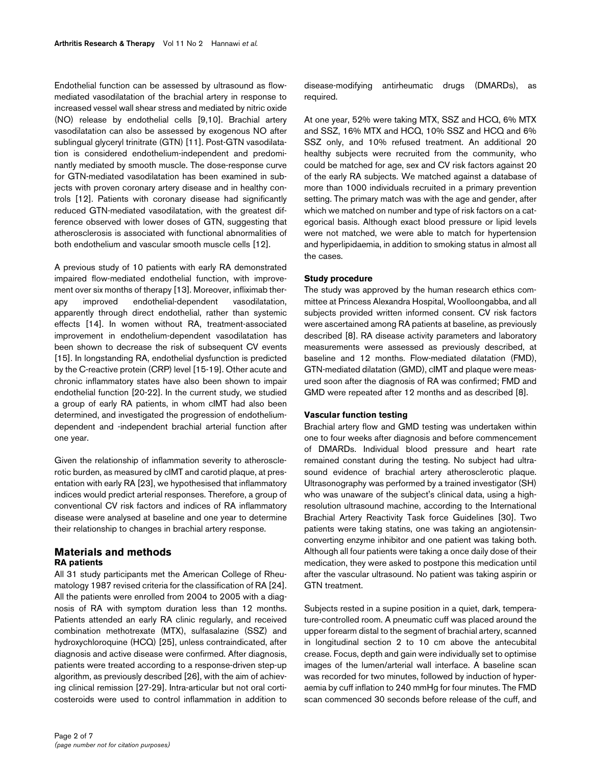Endothelial function can be assessed by ultrasound as flow-mediated vasodilatation of the brachial artery in response to increased vessel wall shear stress and mediated by nitric oxide (NO) release by endothelial cells [9,10]. Brachial artery vasodilatation can also be assessed by exogenous NO after sublingual glyceryl trinitrate (GTN) [11]. Post-GTN vasodilatation is considered endothelium-independent and predominantly mediated by smooth muscle. The dose-response curve for GTN-mediated vasodilatation has been examined in subjects with proven coronary artery disease and in healthy controls [12]. Patients with coronary disease had significantly reduced GTN-mediated vasodilatation, with the greatest difference observed with lower doses of GTN, suggesting that atherosclerosis is associated with functional abnormalities of both endothelium and vascular smooth muscle cells [12].

A previous study of 10 patients with early RA demonstrated impaired flow-mediated endothelial function, with improvement over six months of therapy [13]. Moreover, infliximab therapy improved endothelial-dependent vasodilatation, apparently through direct endothelial, rather than systemic effects [14]. In women without RA, treatment-associated improvement in endothelium-dependent vasodilatation has been shown to decrease the risk of subsequent CV events [15]. In longstanding RA, endothelial dysfunction is predicted by the C-reactive protein (CRP) level [15-19]. Other acute and chronic inflammatory states have also been shown to impair endothelial function [20-22]. In the current study, we studied a group of early RA patients, in whom cIMT had also been determined, and investigated the progression of endothelium-dependent and -independent brachial arterial function after one year.

Given the relationship of inflammation severity to atherosclerotic burden, as measured by cIMT and carotid plaque, at presentation with early RA [23], we hypothesised that inflammatory indices would predict arterial responses. Therefore, a group of conventional CV risk factors and indices of RA inflammatory disease were analysed at baseline and one year to determine their relationship to changes in brachial artery response.

## Materials and methods

### RA patients

All 31 study participants met the American College of Rheumatology 1987 revised criteria for the classification of RA [24]. All the patients were enrolled from 2004 to 2005 with a diagnosis of RA with symptom duration less than 12 months. Patients attended an early RA clinic regularly, and received combination methotrexate (MTX), sulfasalazine (SSZ) and hydroxychloroquine (HCQ) [25], unless contraindicated, after diagnosis and active disease were confirmed. After diagnosis, patients were treated according to a response-driven step-up algorithm, as previously described [26], with the aim of achieving clinical remission [27-29]. Intra-articular but not oral corticosteroids were used to control inflammation in addition to disease-modifying antirheumatic drugs (DMARDs), as required.

At one year, 52% were taking MTX, SSZ and HCQ, 6% MTX and SSZ, 16% MTX and HCQ, 10% SSZ and HCQ and 6% SSZ only, and 10% refused treatment. An additional 20 healthy subjects were recruited from the community, who could be matched for age, sex and CV risk factors against 20 of the early RA subjects. We matched against a database of more than 1000 individuals recruited in a primary prevention setting. The primary match was with the age and gender, after which we matched on number and type of risk factors on a categorical basis. Although exact blood pressure or lipid levels were not matched, we were able to match for hypertension and hyperlipidaemia, in addition to smoking status in almost all the cases.

### Study procedure

The study was approved by the human research ethics committee at Princess Alexandra Hospital, Woolloongabba, and all subjects provided written informed consent. CV risk factors were ascertained among RA patients at baseline, as previously described [8]. RA disease activity parameters and laboratory measurements were assessed as previously described, at baseline and 12 months. Flow-mediated dilatation (FMD), GTN-mediated dilatation (GMD), cIMT and plaque were measured soon after the diagnosis of RA was confirmed; FMD and GMD were repeated after 12 months and as described [8].

### Vascular function testing

Brachial artery flow and GMD testing was undertaken within one to four weeks after diagnosis and before commencement of DMARDs. Individual blood pressure and heart rate remained constant during the testing. No subject had ultrasound evidence of brachial artery atherosclerotic plaque. Ultrasonography was performed by a trained investigator (SH) who was unaware of the subject's clinical data, using a high-resolution ultrasound machine, according to the International Brachial Artery Reactivity Task force Guidelines [30]. Two patients were taking statins, one was taking an angiotensin-converting enzyme inhibitor and one patient was taking both. Although all four patients were taking a once daily dose of their medication, they were asked to postpone this medication until after the vascular ultrasound. No patient was taking aspirin or GTN treatment.

Subjects rested in a supine position in a quiet, dark, temperature-controlled room. A pneumatic cuff was placed around the upper forearm distal to the segment of brachial artery, scanned in longitudinal section 2 to 10 cm above the antecubital crease. Focus, depth and gain were individually set to optimise images of the lumen/arterial wall interface. A baseline scan was recorded for two minutes, followed by induction of hyperaemia by cuff inflation to 240 mmHg for four minutes. The FMD scan commenced 30 seconds before release of the cuff, and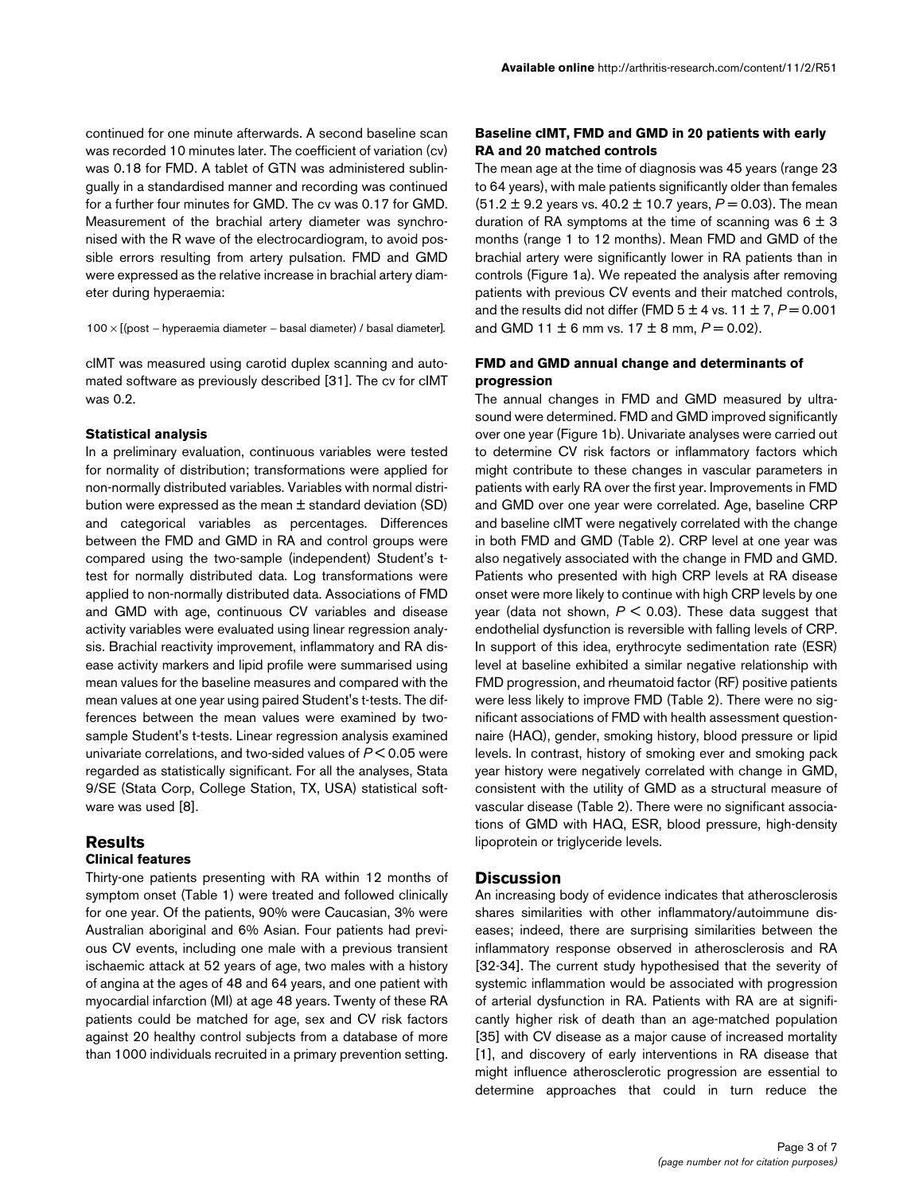continued for one minute afterwards. A second baseline scan was recorded 10 minutes later. The coefficient of variation (cv) was 0.18 for FMD. A tablet of GTN was administered sublingually in a standardised manner and recording was continued for a further four minutes for GMD. The cv was 0.17 for GMD. Measurement of the brachial artery diameter was synchronised with the R wave of the electrocardiogram, to avoid possible errors resulting from artery pulsation. FMD and GMD were expressed as the relative increase in brachial artery diameter during hyperaemia:

$$100 \times [(\text{post} - \text{hyperaemia diameter} - \text{basal diameter}) / \text{basal diameter}].$$

cIMT was measured using carotid duplex scanning and automated software as previously described [31]. The cv for cIMT was 0.2.

### Statistical analysis

In a preliminary evaluation, continuous variables were tested for normality of distribution; transformations were applied for non-normally distributed variables. Variables with normal distribution were expressed as the mean ± standard deviation (SD) and categorical variables as percentages. Differences between the FMD and GMD in RA and control groups were compared using the two-sample (independent) Student's t-test for normally distributed data. Log transformations were applied to non-normally distributed data. Associations of FMD and GMD with age, continuous CV variables and disease activity variables were evaluated using linear regression analysis. Brachial reactivity improvement, inflammatory and RA disease activity markers and lipid profile were summarised using mean values for the baseline measures and compared with the mean values at one year using paired Student's t-tests. The differences between the mean values were examined by two-sample Student's t-tests. Linear regression analysis examined univariate correlations, and two-sided values of $P < 0.05$ were regarded as statistically significant. For all the analyses, Stata 9/SE (Stata Corp, College Station, TX, USA) statistical software was used [8].

## Results

### Clinical features

Thirty-one patients presenting with RA within 12 months of symptom onset (Table 1) were treated and followed clinically for one year. Of the patients, 90% were Caucasian, 3% were Australian aboriginal and 6% Asian. Four patients had previous CV events, including one male with a previous transient ischaemic attack at 52 years of age, two males with a history of angina at the ages of 48 and 64 years, and one patient with myocardial infarction (MI) at age 48 years. Twenty of these RA patients could be matched for age, sex and CV risk factors against 20 healthy control subjects from a database of more than 1000 individuals recruited in a primary prevention setting.

### Baseline cIMT, FMD and GMD in 20 patients with early RA and 20 matched controls

The mean age at the time of diagnosis was 45 years (range 23 to 64 years), with male patients significantly older than females (51.2 ± 9.2 years vs. 40.2 ± 10.7 years, $P = 0.03$). The mean duration of RA symptoms at the time of scanning was 6 ± 3 months (range 1 to 12 months). Mean FMD and GMD of the brachial artery were significantly lower in RA patients than in controls (Figure 1a). We repeated the analysis after removing patients with previous CV events and their matched controls, and the results did not differ (FMD 5 ± 4 vs. 11 ± 7, $P = 0.001$ and GMD 11 ± 6 mm vs. 17 ± 8 mm, $P = 0.02$).

### FMD and GMD annual change and determinants of progression

The annual changes in FMD and GMD measured by ultrasound were determined. FMD and GMD improved significantly over one year (Figure 1b). Univariate analyses were carried out to determine CV risk factors or inflammatory factors which might contribute to these changes in vascular parameters in patients with early RA over the first year. Improvements in FMD and GMD over one year were correlated. Age, baseline CRP and baseline cIMT were negatively correlated with the change in both FMD and GMD (Table 2). CRP level at one year was also negatively associated with the change in FMD and GMD. Patients who presented with high CRP levels at RA disease onset were more likely to continue with high CRP levels by one year (data not shown, $P < 0.03$). These data suggest that endothelial dysfunction is reversible with falling levels of CRP. In support of this idea, erythrocyte sedimentation rate (ESR) level at baseline exhibited a similar negative relationship with FMD progression, and rheumatoid factor (RF) positive patients were less likely to improve FMD (Table 2). There were no significant associations of FMD with health assessment questionnaire (HAQ), gender, smoking history, blood pressure or lipid levels. In contrast, history of smoking ever and smoking pack year history were negatively correlated with change in GMD, consistent with the utility of GMD as a structural measure of vascular disease (Table 2). There were no significant associations of GMD with HAQ, ESR, blood pressure, high-density lipoprotein or triglyceride levels.

## Discussion

An increasing body of evidence indicates that atherosclerosis shares similarities with other inflammatory/autoimmune diseases; indeed, there are surprising similarities between the inflammatory response observed in atherosclerosis and RA [32-34]. The current study hypothesised that the severity of systemic inflammation would be associated with progression of arterial dysfunction in RA. Patients with RA are at significantly higher risk of death than an age-matched population [35] with CV disease as a major cause of increased mortality [1], and discovery of early interventions in RA disease that might influence atherosclerotic progression are essential to determine approaches that could in turn reduce the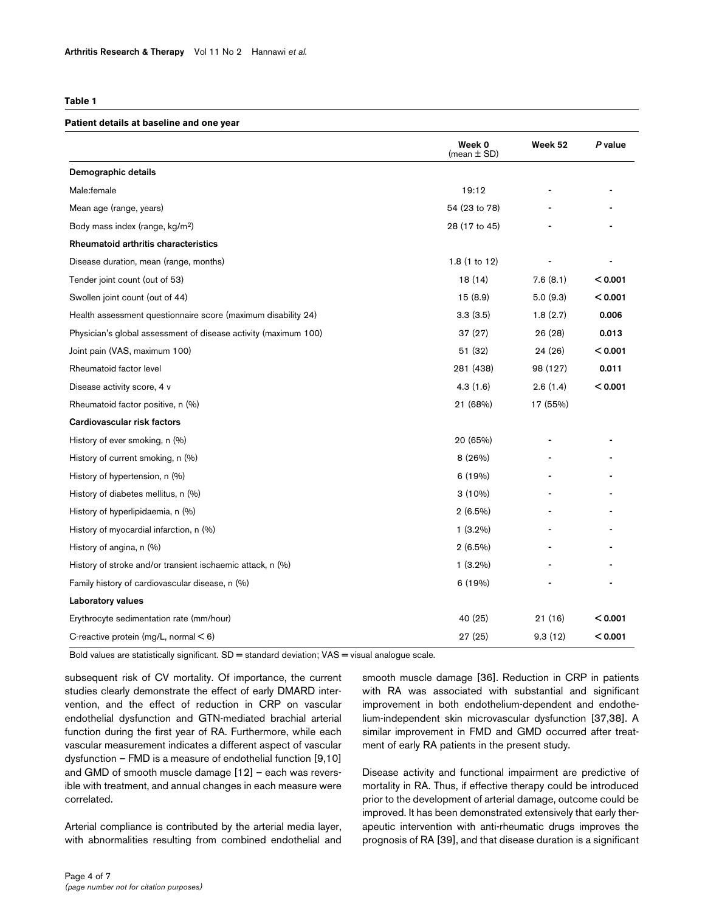**Table 1**

**Patient details at baseline and one year**

| | Week 0 (mean ± SD) | Week 52 | *P* value |
|---|---|---|---|
| **Demographic details** | | | |
| Male:female | 19:12 | - | - |
| Mean age (range, years) | 54 (23 to 78) | - | - |
| Body mass index (range, kg/m²) | 28 (17 to 45) | - | - |
| **Rheumatoid arthritis characteristics** | | | |
| Disease duration, mean (range, months) | 1.8 (1 to 12) | - | - |
| Tender joint count (out of 53) | 18 (14) | 7.6 (8.1) | **< 0.001** |
| Swollen joint count (out of 44) | 15 (8.9) | 5.0 (9.3) | **< 0.001** |
| Health assessment questionnaire score (maximum disability 24) | 3.3 (3.5) | 1.8 (2.7) | **0.006** |
| Physician's global assessment of disease activity (maximum 100) | 37 (27) | 26 (28) | **0.013** |
| Joint pain (VAS, maximum 100) | 51 (32) | 24 (26) | **< 0.001** |
| Rheumatoid factor level | 281 (438) | 98 (127) | **0.011** |
| Disease activity score, 4 v | 4.3 (1.6) | 2.6 (1.4) | **< 0.001** |
| Rheumatoid factor positive, n (%) | 21 (68%) | 17 (55%) | |
| **Cardiovascular risk factors** | | | |
| History of ever smoking, n (%) | 20 (65%) | - | - |
| History of current smoking, n (%) | 8 (26%) | - | - |
| History of hypertension, n (%) | 6 (19%) | - | - |
| History of diabetes mellitus, n (%) | 3 (10%) | - | - |
| History of hyperlipidaemia, n (%) | 2 (6.5%) | - | - |
| History of myocardial infarction, n (%) | 1 (3.2%) | - | - |
| History of angina, n (%) | 2 (6.5%) | - | - |
| History of stroke and/or transient ischaemic attack, n (%) | 1 (3.2%) | - | - |
| Family history of cardiovascular disease, n (%) | 6 (19%) | - | - |
| **Laboratory values** | | | |
| Erythrocyte sedimentation rate (mm/hour) | 40 (25) | 21 (16) | **< 0.001** |
| C-reactive protein (mg/L, normal < 6) | 27 (25) | 9.3 (12) | **< 0.001** |

Bold values are statistically significant. SD = standard deviation; VAS = visual analogue scale.

subsequent risk of CV mortality. Of importance, the current studies clearly demonstrate the effect of early DMARD intervention, and the effect of reduction in CRP on vascular endothelial dysfunction and GTN-mediated brachial arterial function during the first year of RA. Furthermore, while each vascular measurement indicates a different aspect of vascular dysfunction – FMD is a measure of endothelial function [9,10] and GMD of smooth muscle damage [12] – each was reversible with treatment, and annual changes in each measure were correlated.

Arterial compliance is contributed by the arterial media layer, with abnormalities resulting from combined endothelial and smooth muscle damage [36]. Reduction in CRP in patients with RA was associated with substantial and significant improvement in both endothelium-dependent and endothelium-independent skin microvascular dysfunction [37,38]. A similar improvement in FMD and GMD occurred after treatment of early RA patients in the present study.

Disease activity and functional impairment are predictive of mortality in RA. Thus, if effective therapy could be introduced prior to the development of arterial damage, outcome could be improved. It has been demonstrated extensively that early therapeutic intervention with anti-rheumatic drugs improves the prognosis of RA [39], and that disease duration is a significant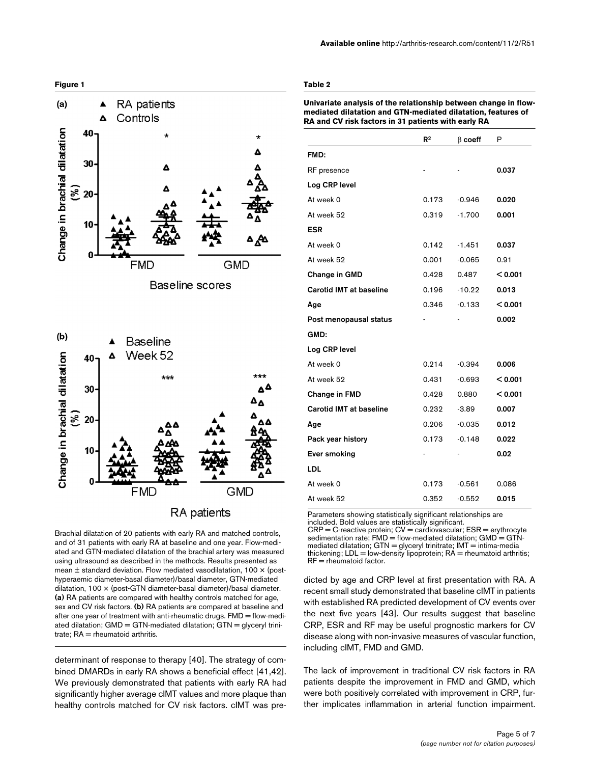**Figure 1**

Brachial dilatation of 20 patients with early RA and matched controls, and of 31 patients with early RA at baseline and one year. Flow-mediated and GTN-mediated dilatation of the brachial artery was measured using ultrasound as described in the methods. Results presented as mean ± standard deviation. Flow mediated vasodilatation, 100 × (post-hyperaemic diameter-basal diameter)/basal diameter, GTN-mediated dilatation, 100 × (post-GTN diameter-basal diameter)/basal diameter. **(a)** RA patients are compared with healthy controls matched for age, sex and CV risk factors. **(b)** RA patients are compared at baseline and after one year of treatment with anti-rheumatic drugs. FMD = flow-mediated dilatation; GMD = GTN-mediated dilatation; GTN = glyceryl trinitrate; RA = rheumatoid arthritis.

**Table 2**

**Univariate analysis of the relationship between change in flow-mediated dilatation and GTN-mediated dilatation, features of RA and CV risk factors in 31 patients with early RA**

| | $R^2$ | β coeff | P |
|---|---|---|---|
| **FMD:** | | | |
| RF presence | - | - | **0.037** |
| **Log CRP level** | | | |
| At week 0 | 0.173 | -0.946 | **0.020** |
| At week 52 | 0.319 | -1.700 | **0.001** |
| **ESR** | | | |
| At week 0 | 0.142 | -1.451 | **0.037** |
| At week 52 | 0.001 | -0.065 | 0.91 |
| **Change in GMD** | 0.428 | 0.487 | **< 0.001** |
| **Carotid IMT at baseline** | 0.196 | -10.22 | **0.013** |
| **Age** | 0.346 | -0.133 | **< 0.001** |
| **Post menopausal status** | - | - | **0.002** |
| **GMD:** | | | |
| **Log CRP level** | | | |
| At week 0 | 0.214 | -0.394 | **0.006** |
| At week 52 | 0.431 | -0.693 | **< 0.001** |
| **Change in FMD** | 0.428 | 0.880 | **< 0.001** |
| **Carotid IMT at baseline** | 0.232 | -3.89 | **0.007** |
| **Age** | 0.206 | -0.035 | **0.012** |
| **Pack year history** | 0.173 | -0.148 | **0.022** |
| **Ever smoking** | - | - | **0.02** |
| **LDL** | | | |
| At week 0 | 0.173 | -0.561 | 0.086 |
| At week 52 | 0.352 | -0.552 | **0.015** |

Parameters showing statistically significant relationships are included. Bold values are statistically significant.
CRP = C-reactive protein; CV = cardiovascular; ESR = erythrocyte sedimentation rate; FMD = flow-mediated dilatation; GMD = GTN-mediated dilatation; GTN = glyceryl trinitrate; IMT = intima-media thickening; LDL = low-density lipoprotein; RA = rheumatoid arthritis; RF = rheumatoid factor.

determinant of response to therapy [40]. The strategy of combined DMARDs in early RA shows a beneficial effect [41,42]. We previously demonstrated that patients with early RA had significantly higher average cIMT values and more plaque than healthy controls matched for CV risk factors. cIMT was predicted by age and CRP level at first presentation with RA. A recent small study demonstrated that baseline cIMT in patients with established RA predicted development of CV events over the next five years [43]. Our results suggest that baseline CRP, ESR and RF may be useful prognostic markers for CV disease along with non-invasive measures of vascular function, including cIMT, FMD and GMD.

The lack of improvement in traditional CV risk factors in RA patients despite the improvement in FMD and GMD, which were both positively correlated with improvement in CRP, further implicates inflammation in arterial function impairment.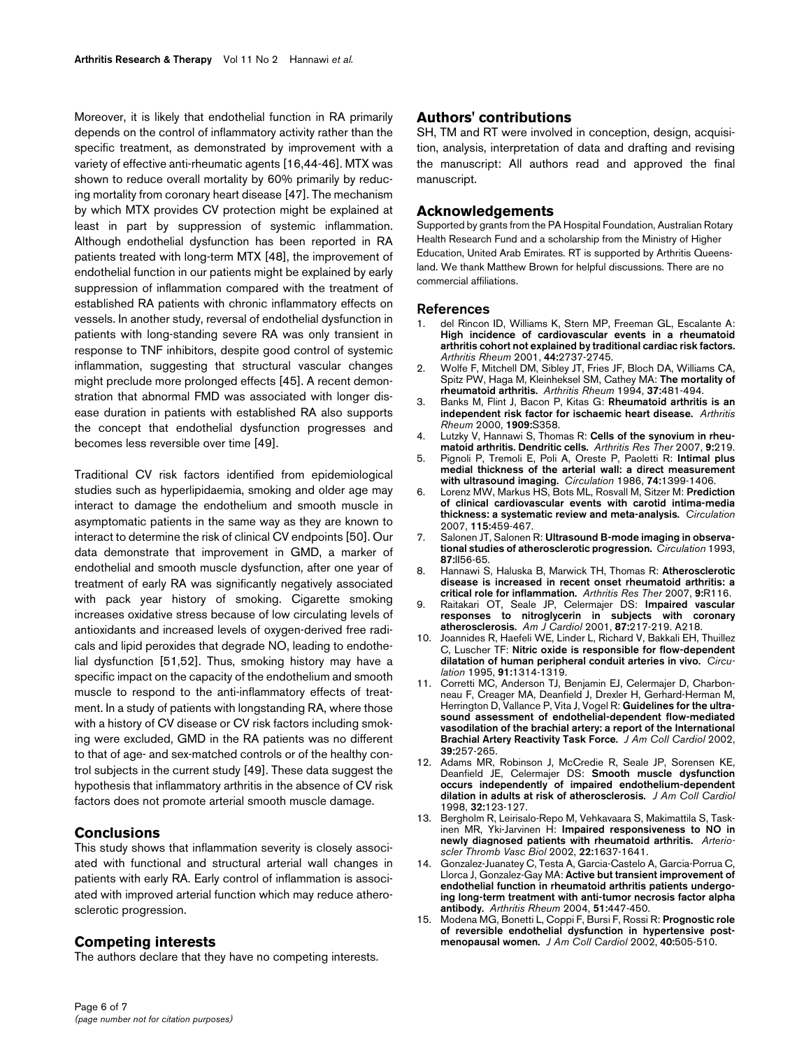Moreover, it is likely that endothelial function in RA primarily depends on the control of inflammatory activity rather than the specific treatment, as demonstrated by improvement with a variety of effective anti-rheumatic agents [16,44-46]. MTX was shown to reduce overall mortality by 60% primarily by reducing mortality from coronary heart disease [47]. The mechanism by which MTX provides CV protection might be explained at least in part by suppression of systemic inflammation. Although endothelial dysfunction has been reported in RA patients treated with long-term MTX [48], the improvement of endothelial function in our patients might be explained by early suppression of inflammation compared with the treatment of established RA patients with chronic inflammatory effects on vessels. In another study, reversal of endothelial dysfunction in patients with long-standing severe RA was only transient in response to TNF inhibitors, despite good control of systemic inflammation, suggesting that structural vascular changes might preclude more prolonged effects [45]. A recent demonstration that abnormal FMD was associated with longer disease duration in patients with established RA also supports the concept that endothelial dysfunction progresses and becomes less reversible over time [49].

Traditional CV risk factors identified from epidemiological studies such as hyperlipidaemia, smoking and older age may interact to damage the endothelium and smooth muscle in asymptomatic patients in the same way as they are known to interact to determine the risk of clinical CV endpoints [50]. Our data demonstrate that improvement in GMD, a marker of endothelial and smooth muscle dysfunction, after one year of treatment of early RA was significantly negatively associated with pack year history of smoking. Cigarette smoking increases oxidative stress because of low circulating levels of antioxidants and increased levels of oxygen-derived free radicals and lipid peroxides that degrade NO, leading to endothelial dysfunction [51,52]. Thus, smoking history may have a specific impact on the capacity of the endothelium and smooth muscle to respond to the anti-inflammatory effects of treatment. In a study of patients with longstanding RA, where those with a history of CV disease or CV risk factors including smoking were excluded, GMD in the RA patients was no different to that of age- and sex-matched controls or of the healthy control subjects in the current study [49]. These data suggest the hypothesis that inflammatory arthritis in the absence of CV risk factors does not promote arterial smooth muscle damage.

## Conclusions

This study shows that inflammation severity is closely associated with functional and structural arterial wall changes in patients with early RA. Early control of inflammation is associated with improved arterial function which may reduce atherosclerotic progression.

## Competing interests

The authors declare that they have no competing interests.

## Authors' contributions

SH, TM and RT were involved in conception, design, acquisition, analysis, interpretation of data and drafting and revising the manuscript: All authors read and approved the final manuscript.

## Acknowledgements

Supported by grants from the PA Hospital Foundation, Australian Rotary Health Research Fund and a scholarship from the Ministry of Higher Education, United Arab Emirates. RT is supported by Arthritis Queensland. We thank Matthew Brown for helpful discussions. There are no commercial affiliations.

## References

1. del Rincon ID, Williams K, Stern MP, Freeman GL, Escalante A: **High incidence of cardiovascular events in a rheumatoid arthritis cohort not explained by traditional cardiac risk factors.** *Arthritis Rheum* 2001, **44:**2737-2745.
2. Wolfe F, Mitchell DM, Sibley JT, Fries JF, Bloch DA, Williams CA, Spitz PW, Haga M, Kleinheksel SM, Cathey MA: **The mortality of rheumatoid arthritis.** *Arthritis Rheum* 1994, **37:**481-494.
3. Banks M, Flint J, Bacon P, Kitas G: **Rheumatoid arthritis is an independent risk factor for ischaemic heart disease.** *Arthritis Rheum* 2000, **1909:**S358.
4. Lutzky V, Hannawi S, Thomas R: **Cells of the synovium in rheumatoid arthritis. Dendritic cells.** *Arthritis Res Ther* 2007, **9:**219.
5. Pignoli P, Tremoli E, Poli A, Oreste P, Paoletti R: **Intimal plus medial thickness of the arterial wall: a direct measurement with ultrasound imaging.** *Circulation* 1986, **74:**1399-1406.
6. Lorenz MW, Markus HS, Bots ML, Rosvall M, Sitzer M: **Prediction of clinical cardiovascular events with carotid intima-media thickness: a systematic review and meta-analysis.** *Circulation* 2007, **115:**459-467.
7. Salonen JT, Salonen R: **Ultrasound B-mode imaging in observational studies of atherosclerotic progression.** *Circulation* 1993, **87:**II56-65.
8. Hannawi S, Haluska B, Marwick TH, Thomas R: **Atherosclerotic disease is increased in recent onset rheumatoid arthritis: a critical role for inflammation.** *Arthritis Res Ther* 2007, **9:**R116.
9. Raitakari OT, Seale JP, Celermajer DS: **Impaired vascular responses to nitroglycerin in subjects with coronary atherosclerosis.** *Am J Cardiol* 2001, **87:**217-219. A218.
10. Joannides R, Haefeli WE, Linder L, Richard V, Bakkali EH, Thuillez C, Luscher TF: **Nitric oxide is responsible for flow-dependent dilatation of human peripheral conduit arteries in vivo.** *Circulation* 1995, **91:**1314-1319.
11. Corretti MC, Anderson TJ, Benjamin EJ, Celermajer D, Charbonneau F, Creager MA, Deanfield J, Drexler H, Gerhard-Herman M, Herrington D, Vallance P, Vita J, Vogel R: **Guidelines for the ultrasound assessment of endothelial-dependent flow-mediated vasodilation of the brachial artery: a report of the International Brachial Artery Reactivity Task Force.** *J Am Coll Cardiol* 2002, **39:**257-265.
12. Adams MR, Robinson J, McCredie R, Seale JP, Sorensen KE, Deanfield JE, Celermajer DS: **Smooth muscle dysfunction occurs independently of impaired endothelium-dependent dilation in adults at risk of atherosclerosis.** *J Am Coll Cardiol* 1998, **32:**123-127.
13. Bergholm R, Leirisalo-Repo M, Vehkavaara S, Makimattila S, Taskinen MR, Yki-Jarvinen H: **Impaired responsiveness to NO in newly diagnosed patients with rheumatoid arthritis.** *Arterioscler Thromb Vasc Biol* 2002, **22:**1637-1641.
14. Gonzalez-Juanatey C, Testa A, Garcia-Castelo A, Garcia-Porrua C, Llorca J, Gonzalez-Gay MA: **Active but transient improvement of endothelial function in rheumatoid arthritis patients undergoing long-term treatment with anti-tumor necrosis factor alpha antibody.** *Arthritis Rheum* 2004, **51:**447-450.
15. Modena MG, Bonetti L, Coppi F, Bursi F, Rossi R: **Prognostic role of reversible endothelial dysfunction in hypertensive postmenopausal women.** *J Am Coll Cardiol* 2002, **40:**505-510.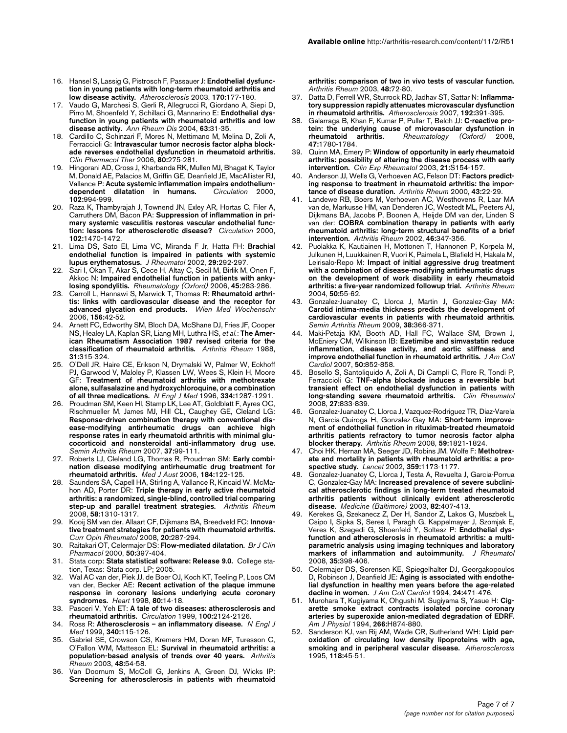16. Hansel S, Lassig G, Pistrosch F, Passauer J: **Endothelial dysfunction in young patients with long-term rheumatoid arthritis and low disease activity.** *Atherosclerosis* 2003, **170:**177-180.
17. Vaudo G, Marchesi S, Gerli R, Allegrucci R, Giordano A, Siepi D, Pirro M, Shoenfeld Y, Schillaci G, Mannarino E: **Endothelial dysfunction in young patients with rheumatoid arthritis and low disease activity.** *Ann Rheum Dis* 2004, **63:**31-35.
18. Cardillo C, Schinzari F, Mores N, Mettimano M, Melina D, Zoli A, Ferraccioli G: **Intravascular tumor necrosis factor alpha blockade reverses endothelial dysfunction in rheumatoid arthritis.** *Clin Pharmacol Ther* 2006, **80:**275-281.
19. Hingorani AD, Cross J, Kharbanda RK, Mullen MJ, Bhagat K, Taylor M, Donald AE, Palacios M, Griffin GE, Deanfield JE, MacAllister RJ, Vallance P: **Acute systemic inflammation impairs endothelium-dependent dilatation in humans.** *Circulation* 2000, **102:**994-999.
20. Raza K, Thambyrajah J, Townend JN, Exley AR, Hortas C, Filer A, Carruthers DM, Bacon PA: **Suppression of inflammation in primary systemic vasculitis restores vascular endothelial function: lessons for atherosclerotic disease?** *Circulation* 2000, **102:**1470-1472.
21. Lima DS, Sato EI, Lima VC, Miranda F Jr, Hatta FH: **Brachial endothelial function is impaired in patients with systemic lupus erythematosus.** *J Rheumatol* 2002, **29:**292-297.
22. Sari I, Okan T, Akar S, Cece H, Altay C, Secil M, Birlik M, Onen F, Akkoc N: **Impaired endothelial function in patients with ankylosing spondylitis.** *Rheumatology (Oxford)* 2006, **45:**283-286.
23. Carroll L, Hannawi S, Marwick T, Thomas R: **Rheumatoid arthritis: links with cardiovascular disease and the receptor for advanced glycation end products.** *Wien Med Wochenschr* 2006, **156:**42-52.
24. Arnett FC, Edworthy SM, Bloch DA, McShane DJ, Fries JF, Cooper NS, Healey LA, Kaplan SR, Liang MH, Luthra HS, *et al.*: **The American Rheumatism Association 1987 revised criteria for the classification of rheumatoid arthritis.** *Arthritis Rheum* 1988, **31:**315-324.
25. O'Dell JR, Haire CE, Erikson N, Drymalski W, Palmer W, Eckhoff PJ, Garwood V, Maloley P, Klassen LW, Wees S, Klein H, Moore GF: **Treatment of rheumatoid arthritis with methotrexate alone, sulfasalazine and hydroxychloroquine, or a combination of all three medications.** *N Engl J Med* 1996, **334:**1287-1291.
26. Proudman SM, Keen HI, Stamp LK, Lee AT, Goldblatt F, Ayres OC, Rischmueller M, James MJ, Hill CL, Caughey GE, Cleland LG: **Response-driven combination therapy with conventional disease-modifying antirheumatic drugs can achieve high response rates in early rheumatoid arthritis with minimal glucocorticoid and nonsteroidal anti-inflammatory drug use.** *Semin Arthritis Rheum* 2007, **37:**99-111.
27. Roberts LJ, Cleland LG, Thomas R, Proudman SM: **Early combination disease modifying antirheumatic drug treatment for rheumatoid arthritis.** *Med J Aust* 2006, **184:**122-125.
28. Saunders SA, Capell HA, Stirling A, Vallance R, Kincaid W, McMahon AD, Porter DR: **Triple therapy in early active rheumatoid arthritis: a randomized, single-blind, controlled trial comparing step-up and parallel treatment strategies.** *Arthritis Rheum* 2008, **58:**1310-1317.
29. Kooij SM van der, Allaart CF, Dijkmans BA, Breedveld FC: **Innovative treatment strategies for patients with rheumatoid arthritis.** *Curr Opin Rheumatol* 2008, **20:**287-294.
30. Raitakari OT, Celermajer DS: **Flow-mediated dilatation.** *Br J Clin Pharmacol* 2000, **50:**397-404.
31. Stata corp: **Stata statistical software: Release 9.0.** College station, Texas: Stata corp. LP; 2005.
32. Wal AC van der, Piek JJ, de Boer OJ, Koch KT, Teeling P, Loos CM van der, Becker AE: **Recent activation of the plaque immune response in coronary lesions underlying acute coronary syndromes.** *Heart* 1998, **80:**14-18.
33. Pasceri V, Yeh ET: **A tale of two diseases: atherosclerosis and rheumatoid arthritis.** *Circulation* 1999, **100:**2124-2126.
34. Ross R: **Atherosclerosis – an inflammatory disease.** *N Engl J Med* 1999, **340:**115-126.
35. Gabriel SE, Crowson CS, Kremers HM, Doran MF, Turesson C, O'Fallon WM, Matteson EL: **Survival in rheumatoid arthritis: a population-based analysis of trends over 40 years.** *Arthritis Rheum* 2003, **48:**54-58.
36. Van Doornum S, McColl G, Jenkins A, Green DJ, Wicks IP: **Screening for atherosclerosis in patients with rheumatoid arthritis: comparison of two in vivo tests of vascular function.** *Arthritis Rheum* 2003, **48:**72-80.
37. Datta D, Ferrell WR, Sturrock RD, Jadhav ST, Sattar N: **Inflammatory suppression rapidly attenuates microvascular dysfunction in rheumatoid arthritis.** *Atherosclerosis* 2007, **192:**391-395.
38. Galarraga B, Khan F, Kumar P, Pullar T, Belch JJ: **C-reactive protein: the underlying cause of microvascular dysfunction in rheumatoid arthritis.** *Rheumatology (Oxford)* 2008, **47:**1780-1784.
39. Quinn MA, Emery P: **Window of opportunity in early rheumatoid arthritis: possibility of altering the disease process with early intervention.** *Clin Exp Rheumatol* 2003, **21:**S154-157.
40. Anderson JJ, Wells G, Verhoeven AC, Felson DT: **Factors predicting response to treatment in rheumatoid arthritis: the importance of disease duration.** *Arthritis Rheum* 2000, **43:**22-29.
41. Landewe RB, Boers M, Verhoeven AC, Westhovens R, Laar MA van de, Markusse HM, van Denderen JC, Westedt ML, Peeters AJ, Dijkmans BA, Jacobs P, Boonen A, Heijde DM van der, Linden S van der: **COBRA combination therapy in patients with early rheumatoid arthritis: long-term structural benefits of a brief intervention.** *Arthritis Rheum* 2002, **46:**347-356.
42. Puolakka K, Kautiainen H, Mottonen T, Hannonen P, Korpela M, Julkunen H, Luukkainen R, Vuori K, Paimela L, Blafield H, Hakala M, Leirisalo-Repo M: **Impact of initial aggressive drug treatment with a combination of disease-modifying antirheumatic drugs on the development of work disability in early rheumatoid arthritis: a five-year randomized followup trial.** *Arthritis Rheum* 2004, **50:**55-62.
43. Gonzalez-Juanatey C, Llorca J, Martin J, Gonzalez-Gay MA: **Carotid intima-media thickness predicts the development of cardiovascular events in patients with rheumatoid arthritis.** *Semin Arthritis Rheum* 2009, **38:**366-371.
44. Maki-Petaja KM, Booth AD, Hall FC, Wallace SM, Brown J, McEniery CM, Wilkinson IB: **Ezetimibe and simvastatin reduce inflammation, disease activity, and aortic stiffness and improve endothelial function in rheumatoid arthritis.** *J Am Coll Cardiol* 2007, **50:**852-858.
45. Bosello S, Santoliquido A, Zoli A, Di Campli C, Flore R, Tondi P, Ferraccioli G: **TNF-alpha blockade induces a reversible but transient effect on endothelial dysfunction in patients with long-standing severe rheumatoid arthritis.** *Clin Rheumatol* 2008, **27:**833-839.
46. Gonzalez-Juanatey C, Llorca J, Vazquez-Rodriguez TR, Diaz-Varela N, Garcia-Quiroga H, Gonzalez-Gay MA: **Short-term improvement of endothelial function in rituximab-treated rheumatoid arthritis patients refractory to tumor necrosis factor alpha blocker therapy.** *Arthritis Rheum* 2008, **59:**1821-1824.
47. Choi HK, Hernan MA, Seeger JD, Robins JM, Wolfe F: **Methotrexate and mortality in patients with rheumatoid arthritis: a prospective study.** *Lancet* 2002, **359:**1173-1177.
48. Gonzalez-Juanatey C, Llorca J, Testa A, Revuelta J, Garcia-Porrua C, Gonzalez-Gay MA: **Increased prevalence of severe subclinical atherosclerotic findings in long-term treated rheumatoid arthritis patients without clinically evident atherosclerotic disease.** *Medicine (Baltimore)* 2003, **82:**407-413.
49. Kerekes G, Szekanecz Z, Der H, Sandor Z, Lakos G, Muszbek L, Csipo I, Sipka S, Seres I, Paragh G, Kappelmayer J, Szomjak E, Veres K, Szegedi G, Shoenfeld Y, Soltesz P: **Endothelial dysfunction and atherosclerosis in rheumatoid arthritis: a multiparametric analysis using imaging techniques and laboratory markers of inflammation and autoimmunity.** *J Rheumatol* 2008, **35:**398-406.
50. Celermajer DS, Sorensen KE, Spiegelhalter DJ, Georgakopoulos D, Robinson J, Deanfield JE: **Aging is associated with endothelial dysfunction in healthy men years before the age-related decline in women.** *J Am Coll Cardiol* 1994, **24:**471-476.
51. Murohara T, Kugiyama K, Ohgushi M, Sugiyama S, Yasue H: **Cigarette smoke extract contracts isolated porcine coronary arteries by superoxide anion-mediated degradation of EDRF.** *Am J Physiol* 1994, **266:**H874-880.
52. Sanderson KJ, van Rij AM, Wade CR, Sutherland WH: **Lipid peroxidation of circulating low density lipoproteins with age, smoking and in peripheral vascular disease.** *Atherosclerosis* 1995, **118:**45-51.